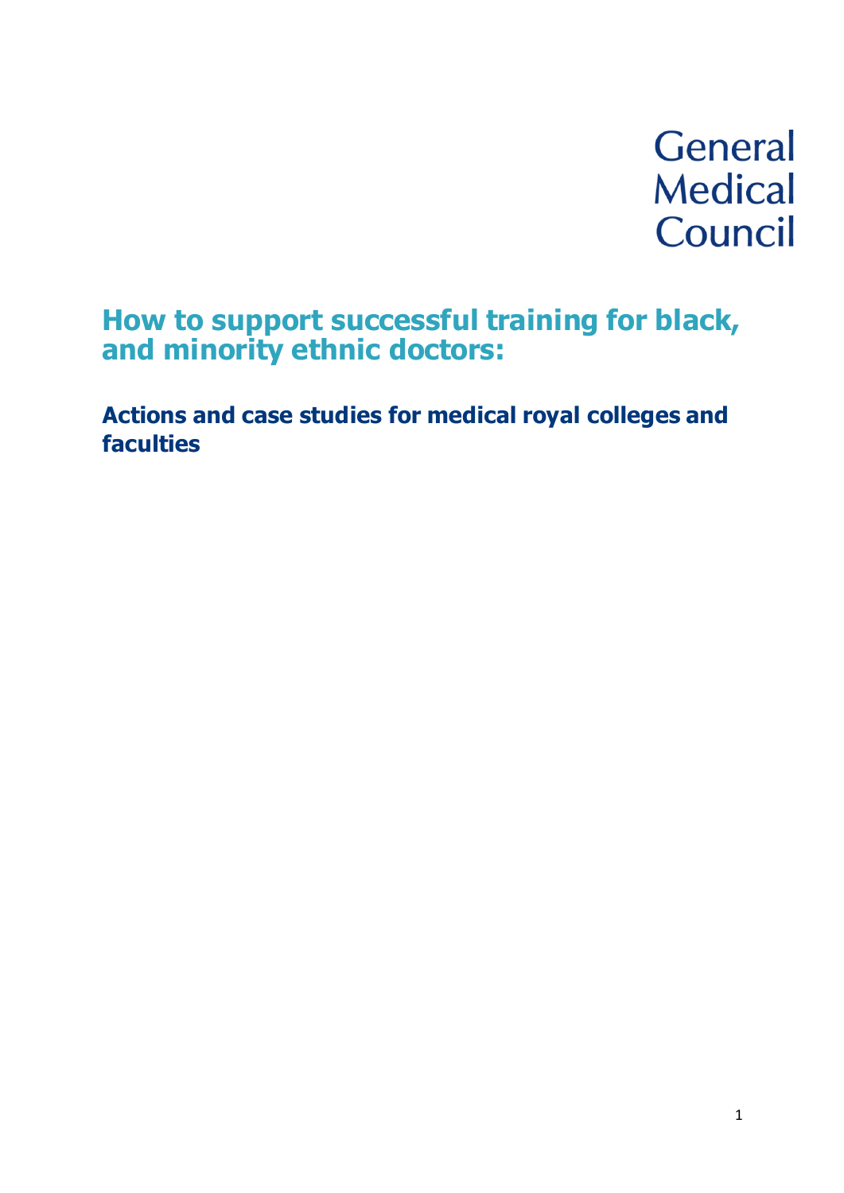General Medical Council

# How to support successful training for black, and minority ethnic doctors:

## Actions and case studies for medical royal colleges and faculties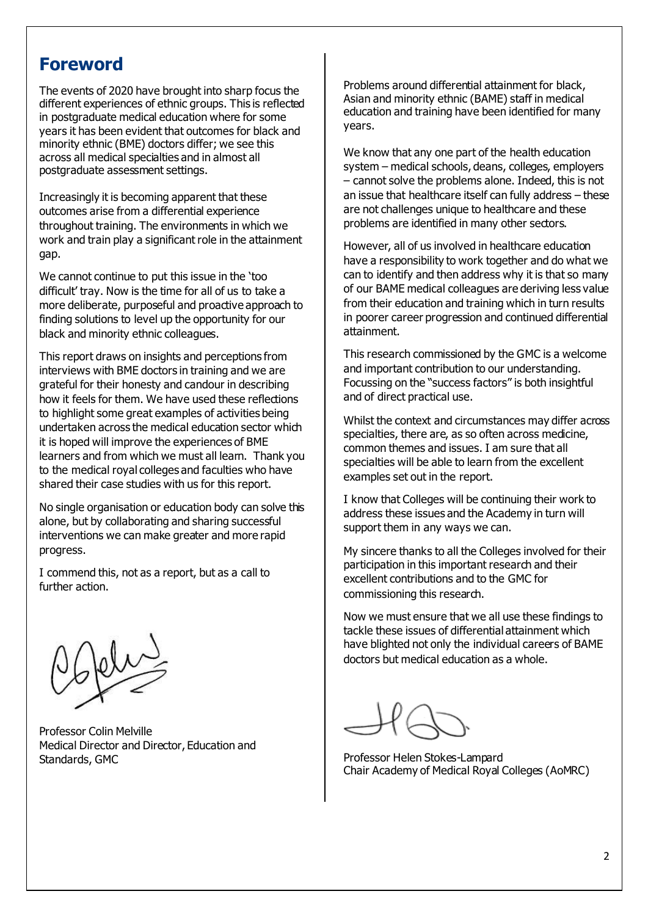# Foreword

The events of 2020 have brought into sharp focus the different experiences of ethnic groups. This is reflected in postgraduate medical education where for some years it has been evident that outcomes for black and minority ethnic (BME) doctors differ; we see this across all medical specialties and in almost all postgraduate assessment settings.

Increasingly it is becoming apparent that these outcomes arise from a differential experience throughout training. The environments in which we work and train play a significant role in the attainment gap.

We cannot continue to put this issue in the 'too difficult' tray. Now is the time for all of us to take a more deliberate, purposeful and proactive approach to finding solutions to level up the opportunity for our black and minority ethnic colleagues.

This report draws on insights and perceptions from interviews with BME doctors in training and we are grateful for their honesty and candour in describing how it feels for them. We have used these reflections to highlight some great examples of activities being undertaken across the medical education sector which it is hoped will improve the experiences of BME learners and from which we must all learn. Thank you to the medical royal colleges and faculties who have shared their case studies with us for this report.

No single organisation or education body can solve this alone, but by collaborating and sharing successful interventions we can make greater and more rapid progress.

I commend this, not as a report, but as a call to further action.

Professor Colin Melville
Medical Director and Director, Education and Standards, GMC

Problems around differential attainment for black, Asian and minority ethnic (BAME) staff in medical education and training have been identified for many years.

We know that any one part of the health education system – medical schools, deans, colleges, employers – cannot solve the problems alone. Indeed, this is not an issue that healthcare itself can fully address – these are not challenges unique to healthcare and these problems are identified in many other sectors.

However, all of us involved in healthcare education have a responsibility to work together and do what we can to identify and then address why it is that so many of our BAME medical colleagues are deriving less value from their education and training which in turn results in poorer career progression and continued differential attainment.

This research commissioned by the GMC is a welcome and important contribution to our understanding. Focussing on the "success factors" is both insightful and of direct practical use.

Whilst the context and circumstances may differ across specialties, there are, as so often across medicine, common themes and issues. I am sure that all specialties will be able to learn from the excellent examples set out in the report.

I know that Colleges will be continuing their work to address these issues and the Academy in turn will support them in any ways we can.

My sincere thanks to all the Colleges involved for their participation in this important research and their excellent contributions and to the GMC for commissioning this research.

Now we must ensure that we all use these findings to tackle these issues of differential attainment which have blighted not only the individual careers of BAME doctors but medical education as a whole.

Professor Helen Stokes-Lampard
Chair Academy of Medical Royal Colleges (AoMRC)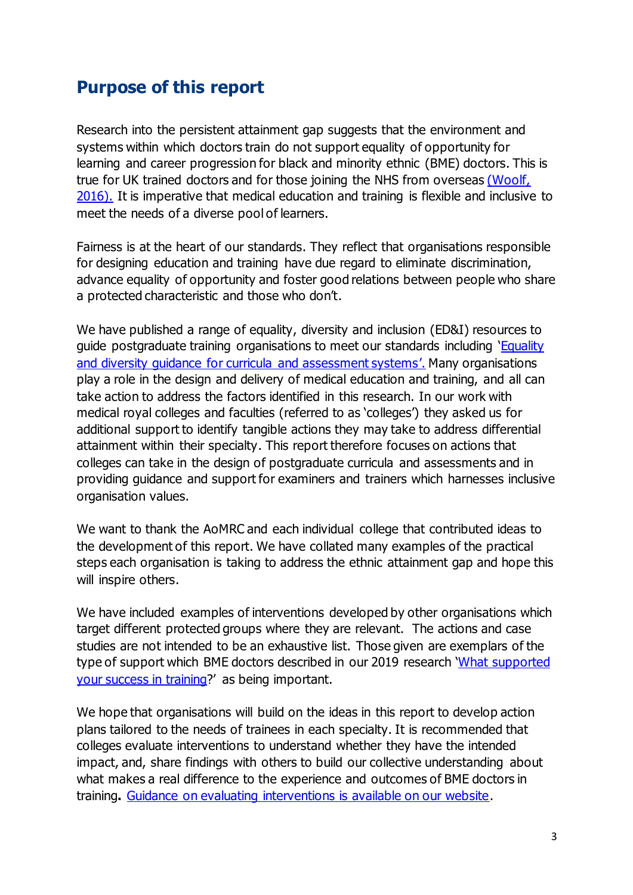## Purpose of this report

Research into the persistent attainment gap suggests that the environment and systems within which doctors train do not support equality of opportunity for learning and career progression for black and minority ethnic (BME) doctors. This is true for UK trained doctors and for those joining the NHS from overseas (Woolf, 2016). It is imperative that medical education and training is flexible and inclusive to meet the needs of a diverse pool of learners.

Fairness is at the heart of our standards. They reflect that organisations responsible for designing education and training have due regard to eliminate discrimination, advance equality of opportunity and foster good relations between people who share a protected characteristic and those who don't.

We have published a range of equality, diversity and inclusion (ED&I) resources to guide postgraduate training organisations to meet our standards including 'Equality and diversity guidance for curricula and assessment systems'. Many organisations play a role in the design and delivery of medical education and training, and all can take action to address the factors identified in this research. In our work with medical royal colleges and faculties (referred to as 'colleges') they asked us for additional support to identify tangible actions they may take to address differential attainment within their specialty. This report therefore focuses on actions that colleges can take in the design of postgraduate curricula and assessments and in providing guidance and support for examiners and trainers which harnesses inclusive organisation values.

We want to thank the AoMRC and each individual college that contributed ideas to the development of this report. We have collated many examples of the practical steps each organisation is taking to address the ethnic attainment gap and hope this will inspire others.

We have included examples of interventions developed by other organisations which target different protected groups where they are relevant. The actions and case studies are not intended to be an exhaustive list. Those given are exemplars of the type of support which BME doctors described in our 2019 research 'What supported your success in training?' as being important.

We hope that organisations will build on the ideas in this report to develop action plans tailored to the needs of trainees in each specialty. It is recommended that colleges evaluate interventions to understand whether they have the intended impact, and, share findings with others to build our collective understanding about what makes a real difference to the experience and outcomes of BME doctors in training. Guidance on evaluating interventions is available on our website.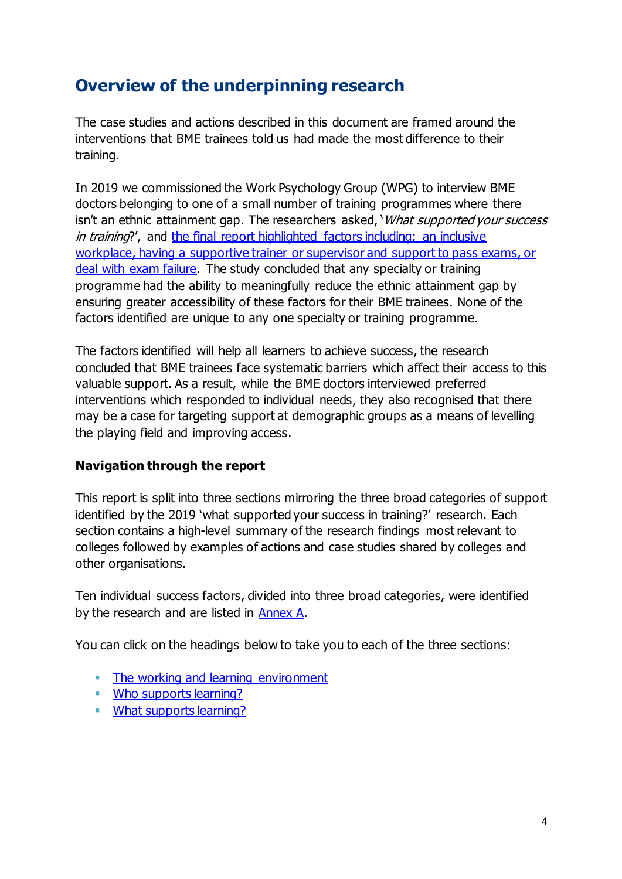## Overview of the underpinning research

The case studies and actions described in this document are framed around the interventions that BME trainees told us had made the most difference to their training.

In 2019 we commissioned the Work Psychology Group (WPG) to interview BME doctors belonging to one of a small number of training programmes where there isn't an ethnic attainment gap. The researchers asked, '*What supported your success in training*?', and the final report highlighted factors including: an inclusive workplace, having a supportive trainer or supervisor and support to pass exams, or deal with exam failure. The study concluded that any specialty or training programme had the ability to meaningfully reduce the ethnic attainment gap by ensuring greater accessibility of these factors for their BME trainees. None of the factors identified are unique to any one specialty or training programme.

The factors identified will help all learners to achieve success, the research concluded that BME trainees face systematic barriers which affect their access to this valuable support. As a result, while the BME doctors interviewed preferred interventions which responded to individual needs, they also recognised that there may be a case for targeting support at demographic groups as a means of levelling the playing field and improving access.

### Navigation through the report

This report is split into three sections mirroring the three broad categories of support identified by the 2019 'what supported your success in training?' research. Each section contains a high-level summary of the research findings most relevant to colleges followed by examples of actions and case studies shared by colleges and other organisations.

Ten individual success factors, divided into three broad categories, were identified by the research and are listed in Annex A.

You can click on the headings below to take you to each of the three sections:

- The working and learning environment
- Who supports learning?
- What supports learning?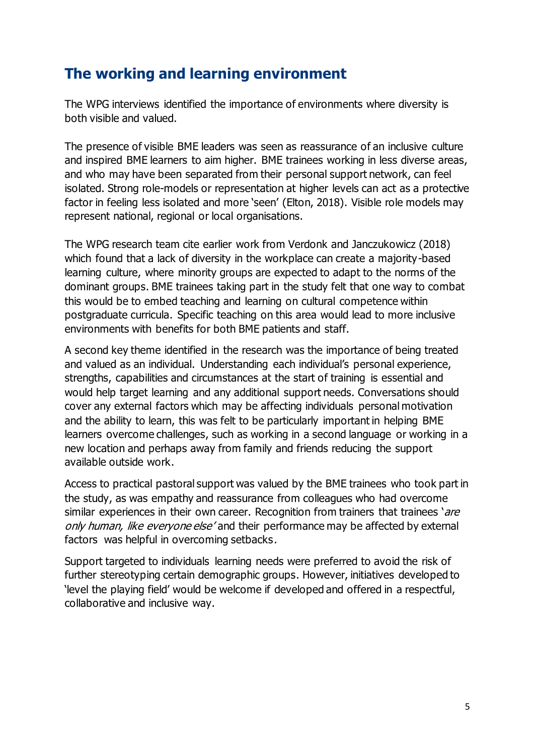## The working and learning environment

The WPG interviews identified the importance of environments where diversity is both visible and valued.

The presence of visible BME leaders was seen as reassurance of an inclusive culture and inspired BME learners to aim higher. BME trainees working in less diverse areas, and who may have been separated from their personal support network, can feel isolated. Strong role-models or representation at higher levels can act as a protective factor in feeling less isolated and more 'seen' (Elton, 2018). Visible role models may represent national, regional or local organisations.

The WPG research team cite earlier work from Verdonk and Janczukowicz (2018) which found that a lack of diversity in the workplace can create a majority-based learning culture, where minority groups are expected to adapt to the norms of the dominant groups. BME trainees taking part in the study felt that one way to combat this would be to embed teaching and learning on cultural competence within postgraduate curricula. Specific teaching on this area would lead to more inclusive environments with benefits for both BME patients and staff.

A second key theme identified in the research was the importance of being treated and valued as an individual. Understanding each individual's personal experience, strengths, capabilities and circumstances at the start of training is essential and would help target learning and any additional support needs. Conversations should cover any external factors which may be affecting individuals personal motivation and the ability to learn, this was felt to be particularly important in helping BME learners overcome challenges, such as working in a second language or working in a new location and perhaps away from family and friends reducing the support available outside work.

Access to practical pastoral support was valued by the BME trainees who took part in the study, as was empathy and reassurance from colleagues who had overcome similar experiences in their own career. Recognition from trainers that trainees '*are only human, like everyone else*' and their performance may be affected by external factors was helpful in overcoming setbacks.

Support targeted to individuals learning needs were preferred to avoid the risk of further stereotyping certain demographic groups. However, initiatives developed to 'level the playing field' would be welcome if developed and offered in a respectful, collaborative and inclusive way.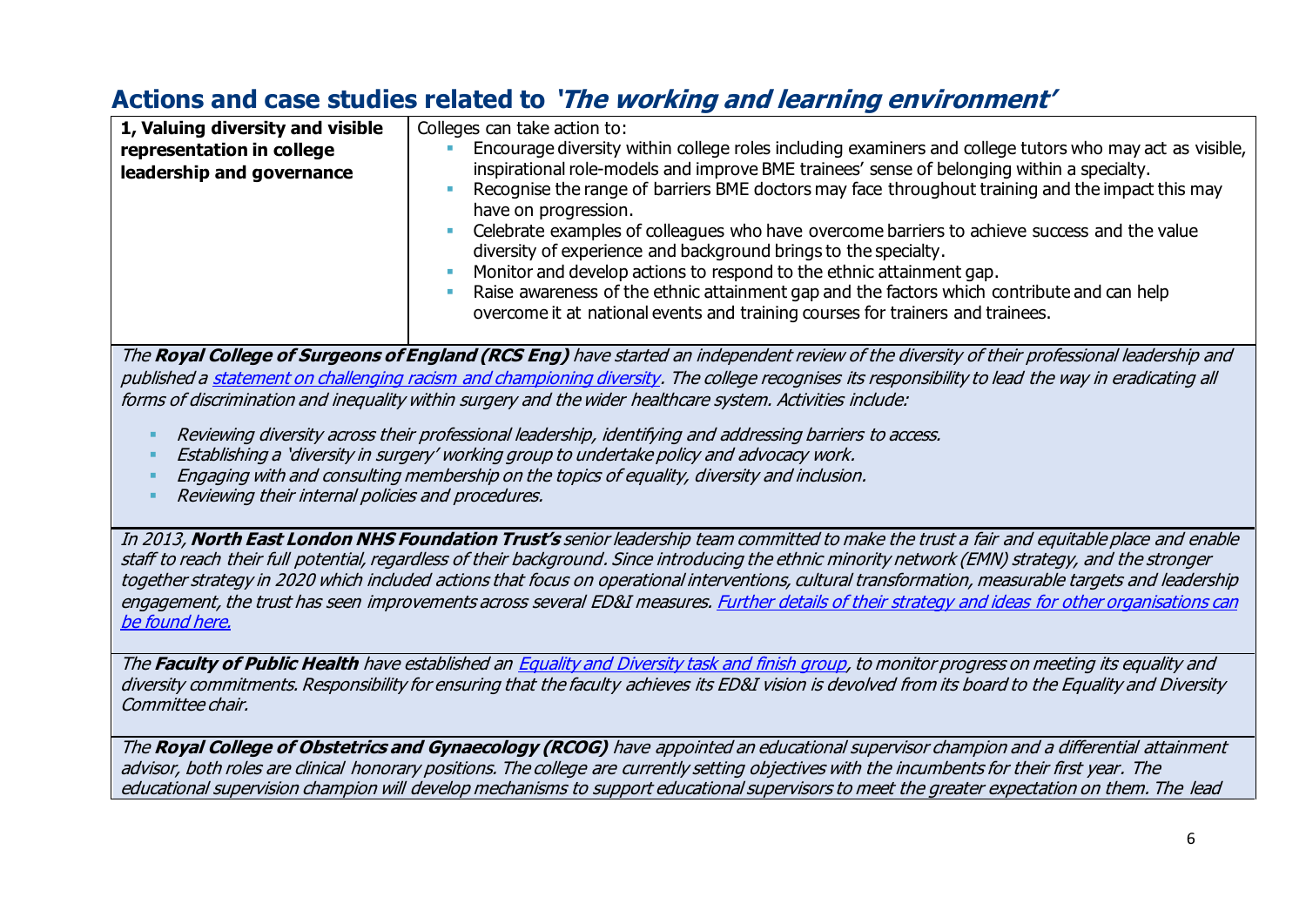## Actions and case studies related to *'The working and learning environment'*

| **1, Valuing diversity and visible representation in college leadership and governance** | Colleges can take action to:<br>▪ Encourage diversity within college roles including examiners and college tutors who may act as visible, inspirational role-models and improve BME trainees' sense of belonging within a specialty.<br>▪ Recognise the range of barriers BME doctors may face throughout training and the impact this may have on progression.<br>▪ Celebrate examples of colleagues who have overcome barriers to achieve success and the value diversity of experience and background brings to the specialty.<br>▪ Monitor and develop actions to respond to the ethnic attainment gap.<br>▪ Raise awareness of the ethnic attainment gap and the factors which contribute and can help overcome it at national events and training courses for trainers and trainees. |
|---|---|

*The **Royal College of Surgeons of England (RCS Eng)** have started an independent review of the diversity of their professional leadership and published a [statement on challenging racism and championing diversity](). The college recognises its responsibility to lead the way in eradicating all forms of discrimination and inequality within surgery and the wider healthcare system. Activities include:*

- *Reviewing diversity across their professional leadership, identifying and addressing barriers to access.*
- *Establishing a 'diversity in surgery' working group to undertake policy and advocacy work.*
- *Engaging with and consulting membership on the topics of equality, diversity and inclusion.*
- *Reviewing their internal policies and procedures.*

*In 2013, **North East London NHS Foundation Trust's** senior leadership team committed to make the trust a fair and equitable place and enable staff to reach their full potential, regardless of their background. Since introducing the ethnic minority network (EMN) strategy, and the stronger together strategy in 2020 which included actions that focus on operational interventions, cultural transformation, measurable targets and leadership engagement, the trust has seen improvements across several ED&I measures. [Further details of their strategy and ideas for other organisations can be found here.]()*

*The **Faculty of Public Health** have established an [Equality and Diversity task and finish group](), to monitor progress on meeting its equality and diversity commitments. Responsibility for ensuring that the faculty achieves its ED&I vision is devolved from its board to the Equality and Diversity Committee chair.*

*The **Royal College of Obstetrics and Gynaecology (RCOG)** have appointed an educational supervisor champion and a differential attainment advisor, both roles are clinical honorary positions. The college are currently setting objectives with the incumbents for their first year. The educational supervision champion will develop mechanisms to support educational supervisors to meet the greater expectation on them. The lead*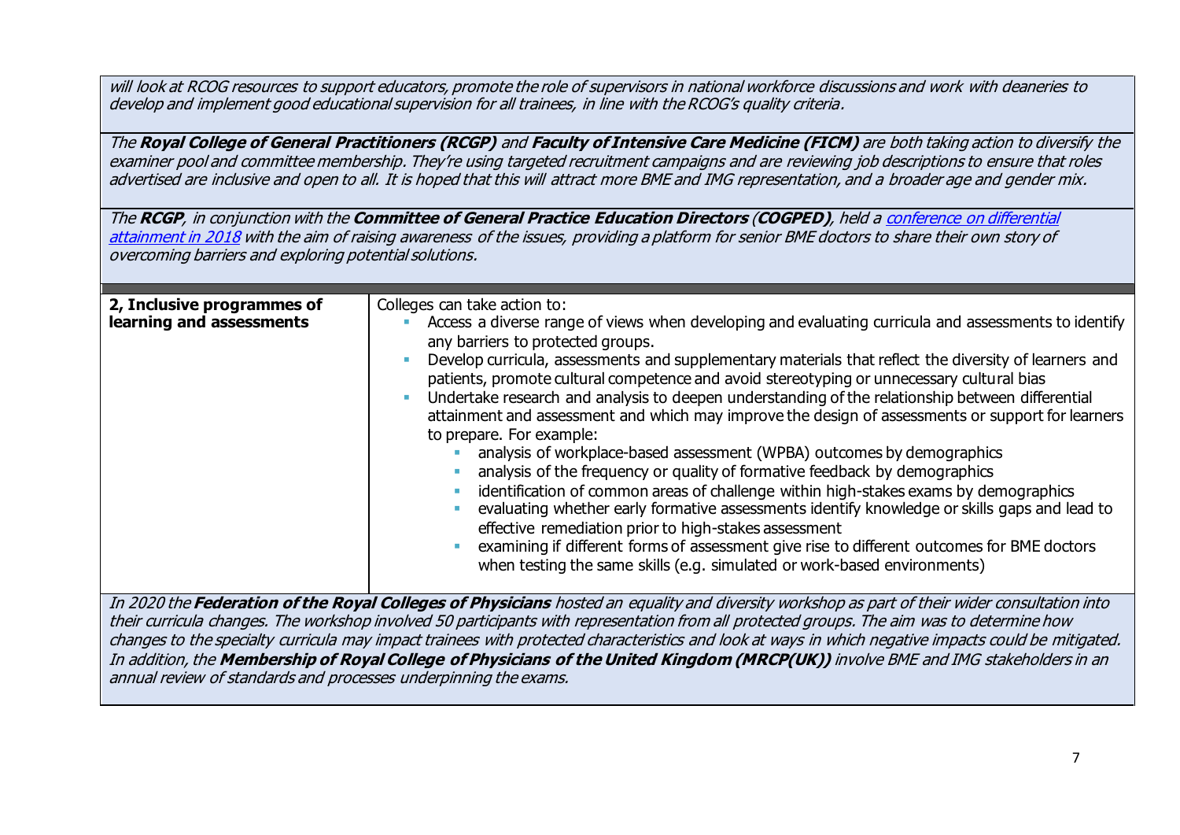*will look at RCOG resources to support educators, promote the role of supervisors in national workforce discussions and work with deaneries to develop and implement good educational supervision for all trainees, in line with the RCOG's quality criteria.*

*The **Royal College of General Practitioners (RCGP)** and **Faculty of Intensive Care Medicine (FICM)** are both taking action to diversify the examiner pool and committee membership. They're using targeted recruitment campaigns and are reviewing job descriptions to ensure that roles advertised are inclusive and open to all. It is hoped that this will attract more BME and IMG representation, and a broader age and gender mix.*

*The **RCGP**, in conjunction with the **Committee of General Practice Education Directors (COGPED)**, held a [conference on differential attainment in 2018]() with the aim of raising awareness of the issues, providing a platform for senior BME doctors to share their own story of overcoming barriers and exploring potential solutions.*

| | |
|---|---|
| **2, Inclusive programmes of learning and assessments** | Colleges can take action to:<br>- Access a diverse range of views when developing and evaluating curricula and assessments to identify any barriers to protected groups.<br>- Develop curricula, assessments and supplementary materials that reflect the diversity of learners and patients, promote cultural competence and avoid stereotyping or unnecessary cultural bias<br>- Undertake research and analysis to deepen understanding of the relationship between differential attainment and assessment and which may improve the design of assessments or support for learners to prepare. For example:<br>&nbsp;&nbsp;- analysis of workplace-based assessment (WPBA) outcomes by demographics<br>&nbsp;&nbsp;- analysis of the frequency or quality of formative feedback by demographics<br>&nbsp;&nbsp;- identification of common areas of challenge within high-stakes exams by demographics<br>&nbsp;&nbsp;- evaluating whether early formative assessments identify knowledge or skills gaps and lead to effective remediation prior to high-stakes assessment<br>&nbsp;&nbsp;- examining if different forms of assessment give rise to different outcomes for BME doctors when testing the same skills (e.g. simulated or work-based environments) |

*In 2020 the **Federation of the Royal Colleges of Physicians** hosted an equality and diversity workshop as part of their wider consultation into their curricula changes. The workshop involved 50 participants with representation from all protected groups. The aim was to determine how changes to the specialty curricula may impact trainees with protected characteristics and look at ways in which negative impacts could be mitigated. In addition, the **Membership of Royal College of Physicians of the United Kingdom (MRCP(UK))** involve BME and IMG stakeholders in an annual review of standards and processes underpinning the exams.*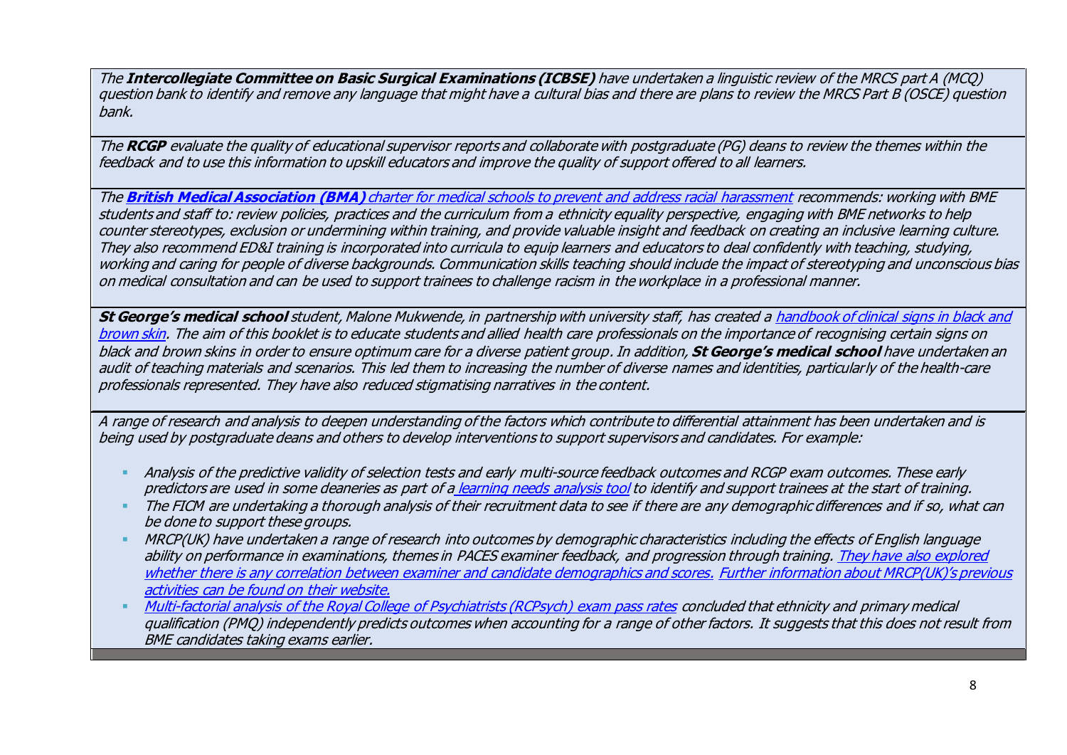*The **Intercollegiate Committee on Basic Surgical Examinations (ICBSE)** have undertaken a linguistic review of the MRCS part A (MCQ) question bank to identify and remove any language that might have a cultural bias and there are plans to review the MRCS Part B (OSCE) question bank.*

---

*The **RCGP** evaluate the quality of educational supervisor reports and collaborate with postgraduate (PG) deans to review the themes within the feedback and to use this information to upskill educators and improve the quality of support offered to all learners.*

---

*The **British Medical Association (BMA)** charter for medical schools to prevent and address racial harassment recommends: working with BME students and staff to: review policies, practices and the curriculum from a ethnicity equality perspective, engaging with BME networks to help counter stereotypes, exclusion or undermining within training, and provide valuable insight and feedback on creating an inclusive learning culture. They also recommend ED&I training is incorporated into curricula to equip learners and educators to deal confidently with teaching, studying, working and caring for people of diverse backgrounds. Communication skills teaching should include the impact of stereotyping and unconscious bias on medical consultation and can be used to support trainees to challenge racism in the workplace in a professional manner.*

---

***St George's medical school** student, Malone Mukwende, in partnership with university staff, has created a handbook of clinical signs in black and brown skin. The aim of this booklet is to educate students and allied health care professionals on the importance of recognising certain signs on black and brown skins in order to ensure optimum care for a diverse patient group. In addition, **St George's medical school** have undertaken an audit of teaching materials and scenarios. This led them to increasing the number of diverse names and identities, particularly of the health-care professionals represented. They have also reduced stigmatising narratives in the content.*

---

*A range of research and analysis to deepen understanding of the factors which contribute to differential attainment has been undertaken and is being used by postgraduate deans and others to develop interventions to support supervisors and candidates. For example:*

- *Analysis of the predictive validity of selection tests and early multi-source feedback outcomes and RCGP exam outcomes. These early predictors are used in some deaneries as part of a learning needs analysis tool to identify and support trainees at the start of training.*
- *The FICM are undertaking a thorough analysis of their recruitment data to see if there are any demographic differences and if so, what can be done to support these groups.*
- *MRCP(UK) have undertaken a range of research into outcomes by demographic characteristics including the effects of English language ability on performance in examinations, themes in PACES examiner feedback, and progression through training. They have also explored whether there is any correlation between examiner and candidate demographics and scores. Further information about MRCP(UK)'s previous activities can be found on their website.*
- *Multi-factorial analysis of the Royal College of Psychiatrists (RCPsych) exam pass rates concluded that ethnicity and primary medical qualification (PMQ) independently predicts outcomes when accounting for a range of other factors. It suggests that this does not result from BME candidates taking exams earlier.*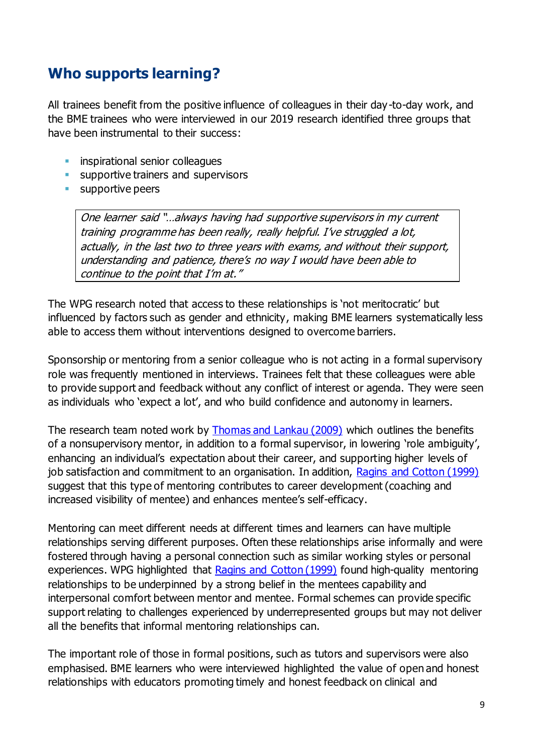## Who supports learning?

All trainees benefit from the positive influence of colleagues in their day-to-day work, and the BME trainees who were interviewed in our 2019 research identified three groups that have been instrumental to their success:

- inspirational senior colleagues
- supportive trainers and supervisors
- supportive peers

> *One learner said "…always having had supportive supervisors in my current training programme has been really, really helpful. I've struggled a lot, actually, in the last two to three years with exams, and without their support, understanding and patience, there's no way I would have been able to continue to the point that I'm at."*

The WPG research noted that access to these relationships is 'not meritocratic' but influenced by factors such as gender and ethnicity, making BME learners systematically less able to access them without interventions designed to overcome barriers.

Sponsorship or mentoring from a senior colleague who is not acting in a formal supervisory role was frequently mentioned in interviews. Trainees felt that these colleagues were able to provide support and feedback without any conflict of interest or agenda. They were seen as individuals who 'expect a lot', and who build confidence and autonomy in learners.

The research team noted work by [Thomas and Lankau (2009)]() which outlines the benefits of a nonsupervisory mentor, in addition to a formal supervisor, in lowering 'role ambiguity', enhancing an individual's expectation about their career, and supporting higher levels of job satisfaction and commitment to an organisation. In addition, [Ragins and Cotton (1999)]() suggest that this type of mentoring contributes to career development (coaching and increased visibility of mentee) and enhances mentee's self-efficacy.

Mentoring can meet different needs at different times and learners can have multiple relationships serving different purposes. Often these relationships arise informally and were fostered through having a personal connection such as similar working styles or personal experiences. WPG highlighted that [Ragins and Cotton (1999)]() found high-quality mentoring relationships to be underpinned by a strong belief in the mentees capability and interpersonal comfort between mentor and mentee. Formal schemes can provide specific support relating to challenges experienced by underrepresented groups but may not deliver all the benefits that informal mentoring relationships can.

The important role of those in formal positions, such as tutors and supervisors were also emphasised. BME learners who were interviewed highlighted the value of open and honest relationships with educators promoting timely and honest feedback on clinical and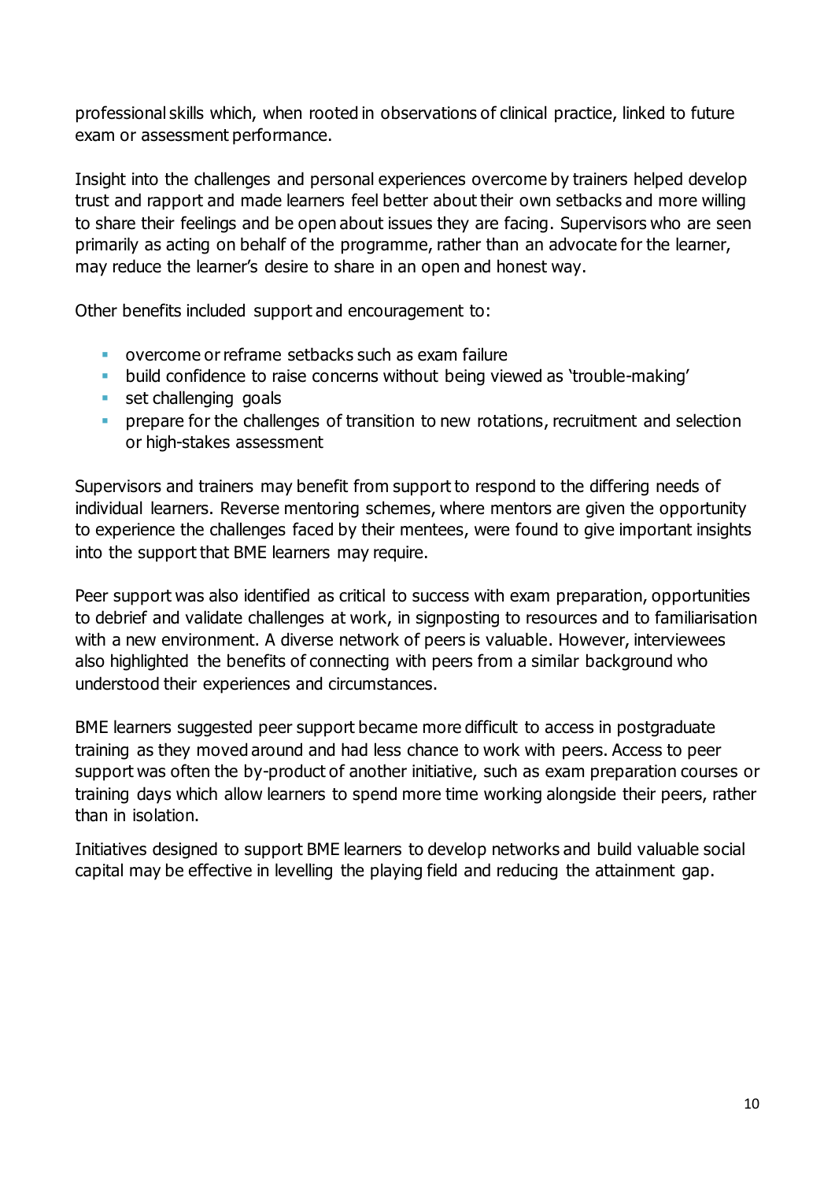professional skills which, when rooted in observations of clinical practice, linked to future exam or assessment performance.

Insight into the challenges and personal experiences overcome by trainers helped develop trust and rapport and made learners feel better about their own setbacks and more willing to share their feelings and be open about issues they are facing. Supervisors who are seen primarily as acting on behalf of the programme, rather than an advocate for the learner, may reduce the learner's desire to share in an open and honest way.

Other benefits included support and encouragement to:

- overcome or reframe setbacks such as exam failure
- build confidence to raise concerns without being viewed as 'trouble-making'
- set challenging goals
- prepare for the challenges of transition to new rotations, recruitment and selection or high-stakes assessment

Supervisors and trainers may benefit from support to respond to the differing needs of individual learners. Reverse mentoring schemes, where mentors are given the opportunity to experience the challenges faced by their mentees, were found to give important insights into the support that BME learners may require.

Peer support was also identified as critical to success with exam preparation, opportunities to debrief and validate challenges at work, in signposting to resources and to familiarisation with a new environment. A diverse network of peers is valuable. However, interviewees also highlighted the benefits of connecting with peers from a similar background who understood their experiences and circumstances.

BME learners suggested peer support became more difficult to access in postgraduate training as they moved around and had less chance to work with peers. Access to peer support was often the by-product of another initiative, such as exam preparation courses or training days which allow learners to spend more time working alongside their peers, rather than in isolation.

Initiatives designed to support BME learners to develop networks and build valuable social capital may be effective in levelling the playing field and reducing the attainment gap.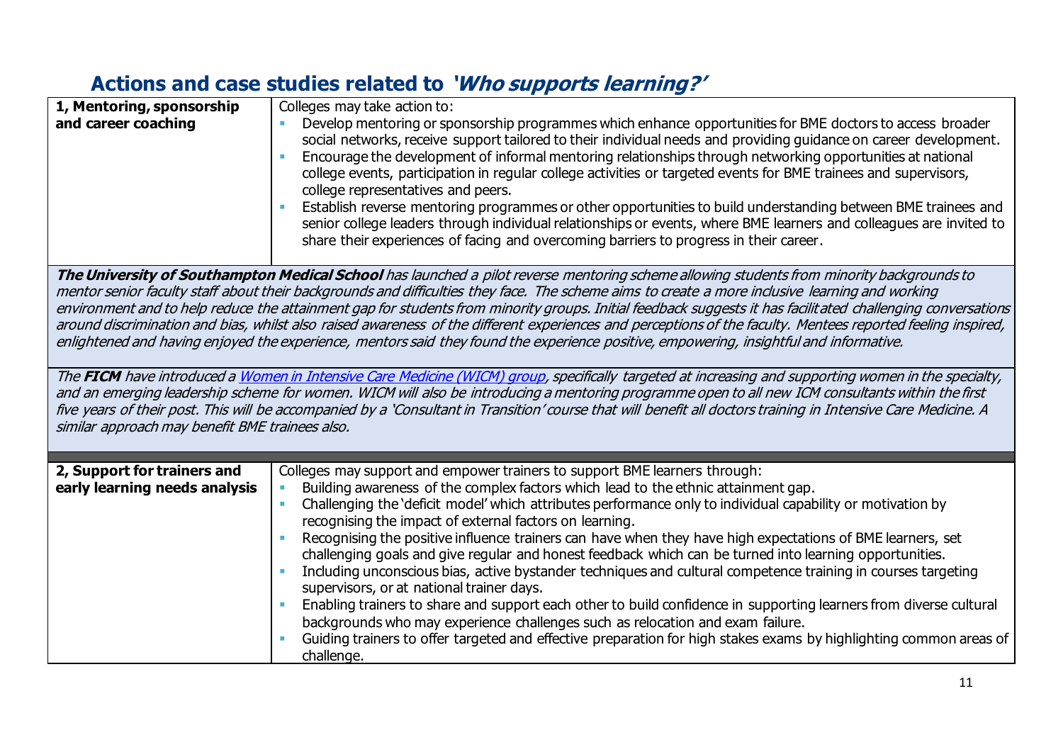## Actions and case studies related to *'Who supports learning?'*

| **1, Mentoring, sponsorship and career coaching** | Colleges may take action to:<br>- Develop mentoring or sponsorship programmes which enhance opportunities for BME doctors to access broader social networks, receive support tailored to their individual needs and providing guidance on career development.<br>- Encourage the development of informal mentoring relationships through networking opportunities at national college events, participation in regular college activities or targeted events for BME trainees and supervisors, college representatives and peers.<br>- Establish reverse mentoring programmes or other opportunities to build understanding between BME trainees and senior college leaders through individual relationships or events, where BME learners and colleagues are invited to share their experiences of facing and overcoming barriers to progress in their career. |
|---|---|

***The University of Southampton Medical School*** *has launched a pilot reverse mentoring scheme allowing students from minority backgrounds to mentor senior faculty staff about their backgrounds and difficulties they face. The scheme aims to create a more inclusive learning and working environment and to help reduce the attainment gap for students from minority groups. Initial feedback suggests it has facilitated challenging conversations around discrimination and bias, whilst also raised awareness of the different experiences and perceptions of the faculty. Mentees reported feeling inspired, enlightened and having enjoyed the experience, mentors said they found the experience positive, empowering, insightful and informative.*

*The* ***FICM*** *have introduced a Women in Intensive Care Medicine (WICM) group, specifically targeted at increasing and supporting women in the specialty, and an emerging leadership scheme for women. WICM will also be introducing a mentoring programme open to all new ICM consultants within the first five years of their post. This will be accompanied by a 'Consultant in Transition' course that will benefit all doctors training in Intensive Care Medicine. A similar approach may benefit BME trainees also.*

| **2, Support for trainers and early learning needs analysis** | Colleges may support and empower trainers to support BME learners through:<br>- Building awareness of the complex factors which lead to the ethnic attainment gap.<br>- Challenging the 'deficit model' which attributes performance only to individual capability or motivation by recognising the impact of external factors on learning.<br>- Recognising the positive influence trainers can have when they have high expectations of BME learners, set challenging goals and give regular and honest feedback which can be turned into learning opportunities.<br>- Including unconscious bias, active bystander techniques and cultural competence training in courses targeting supervisors, or at national trainer days.<br>- Enabling trainers to share and support each other to build confidence in supporting learners from diverse cultural backgrounds who may experience challenges such as relocation and exam failure.<br>- Guiding trainers to offer targeted and effective preparation for high stakes exams by highlighting common areas of challenge. |
|---|---|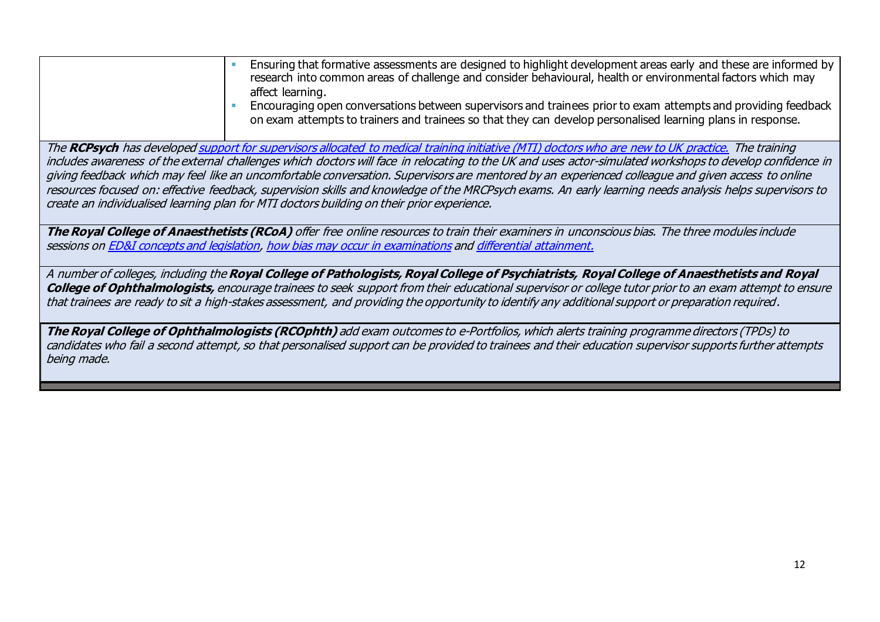| | |
|---|---|
| | - Ensuring that formative assessments are designed to highlight development areas early and these are informed by research into common areas of challenge and consider behavioural, health or environmental factors which may affect learning.<br>- Encouraging open conversations between supervisors and trainees prior to exam attempts and providing feedback on exam attempts to trainers and trainees so that they can develop personalised learning plans in response. |

*The **RCPsych** has developed [support for supervisors allocated to medical training initiative (MTI) doctors who are new to UK practice.](#) The training includes awareness of the external challenges which doctors will face in relocating to the UK and uses actor-simulated workshops to develop confidence in giving feedback which may feel like an uncomfortable conversation. Supervisors are mentored by an experienced colleague and given access to online resources focused on: effective feedback, supervision skills and knowledge of the MRCPsych exams. An early learning needs analysis helps supervisors to create an individualised learning plan for MTI doctors building on their prior experience.*

***The Royal College of Anaesthetists (RCoA)** offer free online resources to train their examiners in unconscious bias. The three modules include sessions on [ED&I concepts and legislation](#), [how bias may occur in examinations](#) and [differential attainment.](#)*

*A number of colleges, including the **Royal College of Pathologists, Royal College of Psychiatrists, Royal College of Anaesthetists and Royal College of Ophthalmologists,** encourage trainees to seek support from their educational supervisor or college tutor prior to an exam attempt to ensure that trainees are ready to sit a high-stakes assessment, and providing the opportunity to identify any additional support or preparation required.*

***The Royal College of Ophthalmologists (RCOphth)** add exam outcomes to e-Portfolios, which alerts training programme directors (TPDs) to candidates who fail a second attempt, so that personalised support can be provided to trainees and their education supervisor supports further attempts being made.*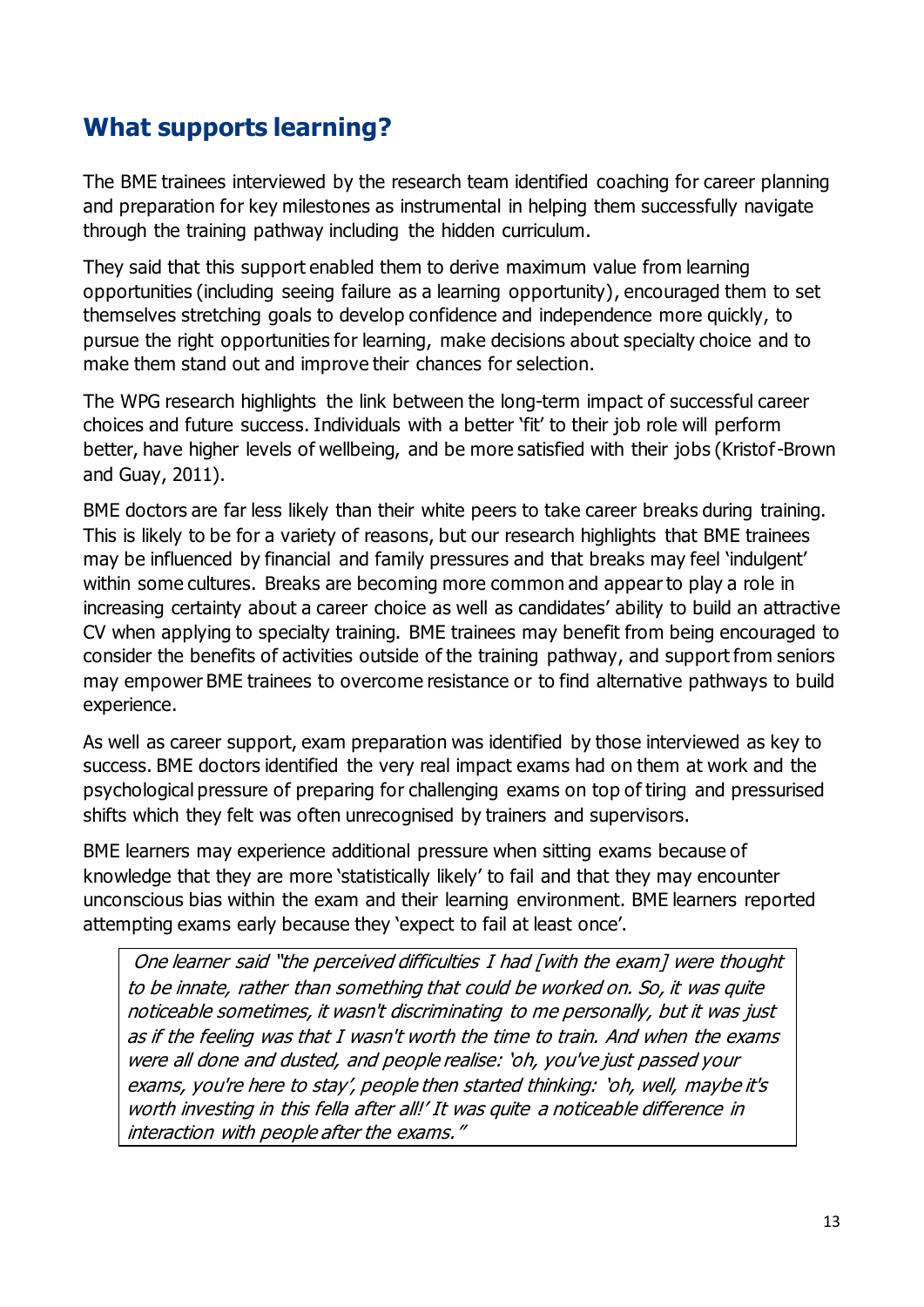## What supports learning?

The BME trainees interviewed by the research team identified coaching for career planning and preparation for key milestones as instrumental in helping them successfully navigate through the training pathway including the hidden curriculum.

They said that this support enabled them to derive maximum value from learning opportunities (including seeing failure as a learning opportunity), encouraged them to set themselves stretching goals to develop confidence and independence more quickly, to pursue the right opportunities for learning, make decisions about specialty choice and to make them stand out and improve their chances for selection.

The WPG research highlights the link between the long-term impact of successful career choices and future success. Individuals with a better 'fit' to their job role will perform better, have higher levels of wellbeing, and be more satisfied with their jobs (Kristof-Brown and Guay, 2011).

BME doctors are far less likely than their white peers to take career breaks during training. This is likely to be for a variety of reasons, but our research highlights that BME trainees may be influenced by financial and family pressures and that breaks may feel 'indulgent' within some cultures. Breaks are becoming more common and appear to play a role in increasing certainty about a career choice as well as candidates' ability to build an attractive CV when applying to specialty training. BME trainees may benefit from being encouraged to consider the benefits of activities outside of the training pathway, and support from seniors may empower BME trainees to overcome resistance or to find alternative pathways to build experience.

As well as career support, exam preparation was identified by those interviewed as key to success. BME doctors identified the very real impact exams had on them at work and the psychological pressure of preparing for challenging exams on top of tiring and pressurised shifts which they felt was often unrecognised by trainers and supervisors.

BME learners may experience additional pressure when sitting exams because of knowledge that they are more 'statistically likely' to fail and that they may encounter unconscious bias within the exam and their learning environment. BME learners reported attempting exams early because they 'expect to fail at least once'.

> *One learner said "the perceived difficulties I had [with the exam] were thought to be innate, rather than something that could be worked on. So, it was quite noticeable sometimes, it wasn't discriminating to me personally, but it was just as if the feeling was that I wasn't worth the time to train. And when the exams were all done and dusted, and people realise: 'oh, you've just passed your exams, you're here to stay', people then started thinking: 'oh, well, maybe it's worth investing in this fella after all!' It was quite a noticeable difference in interaction with people after the exams."*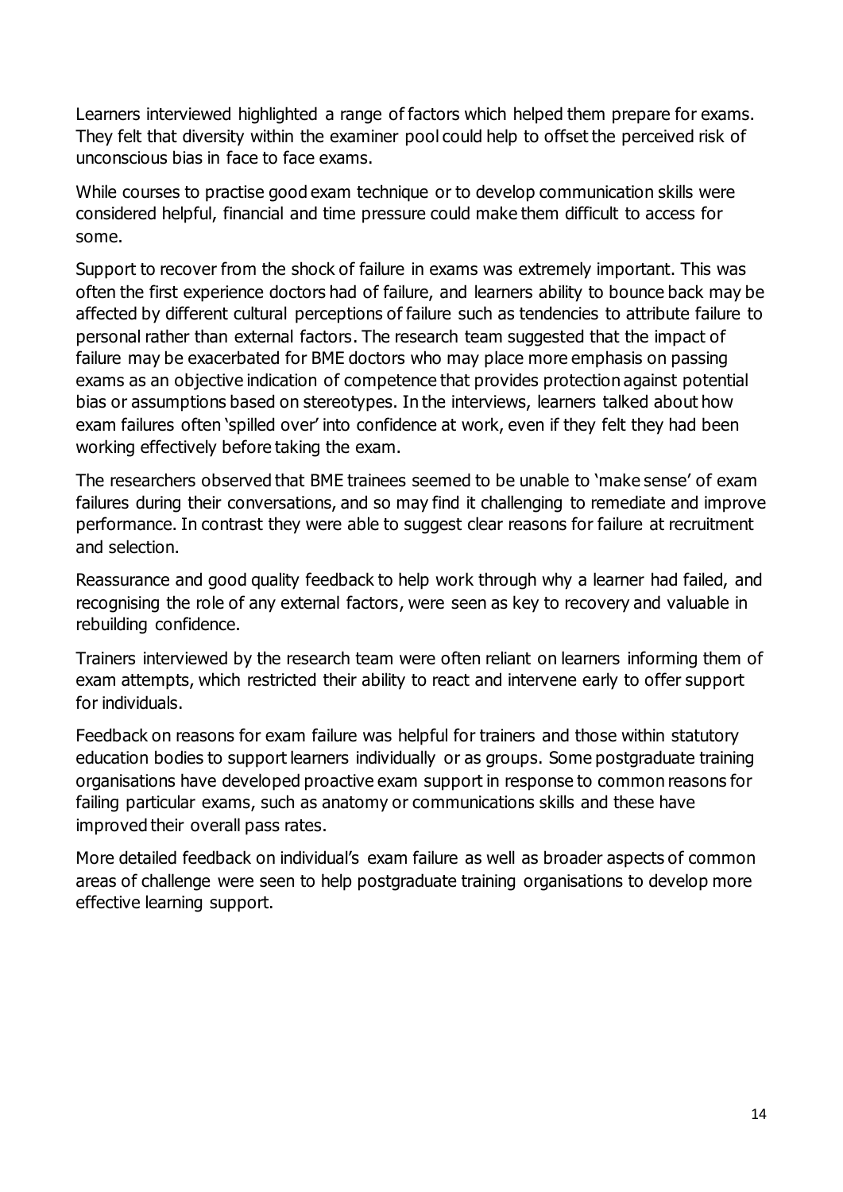Learners interviewed highlighted a range of factors which helped them prepare for exams. They felt that diversity within the examiner pool could help to offset the perceived risk of unconscious bias in face to face exams.

While courses to practise good exam technique or to develop communication skills were considered helpful, financial and time pressure could make them difficult to access for some.

Support to recover from the shock of failure in exams was extremely important. This was often the first experience doctors had of failure, and learners ability to bounce back may be affected by different cultural perceptions of failure such as tendencies to attribute failure to personal rather than external factors. The research team suggested that the impact of failure may be exacerbated for BME doctors who may place more emphasis on passing exams as an objective indication of competence that provides protection against potential bias or assumptions based on stereotypes. In the interviews, learners talked about how exam failures often 'spilled over' into confidence at work, even if they felt they had been working effectively before taking the exam.

The researchers observed that BME trainees seemed to be unable to 'make sense' of exam failures during their conversations, and so may find it challenging to remediate and improve performance. In contrast they were able to suggest clear reasons for failure at recruitment and selection.

Reassurance and good quality feedback to help work through why a learner had failed, and recognising the role of any external factors, were seen as key to recovery and valuable in rebuilding confidence.

Trainers interviewed by the research team were often reliant on learners informing them of exam attempts, which restricted their ability to react and intervene early to offer support for individuals.

Feedback on reasons for exam failure was helpful for trainers and those within statutory education bodies to support learners individually or as groups. Some postgraduate training organisations have developed proactive exam support in response to common reasons for failing particular exams, such as anatomy or communications skills and these have improved their overall pass rates.

More detailed feedback on individual's exam failure as well as broader aspects of common areas of challenge were seen to help postgraduate training organisations to develop more effective learning support.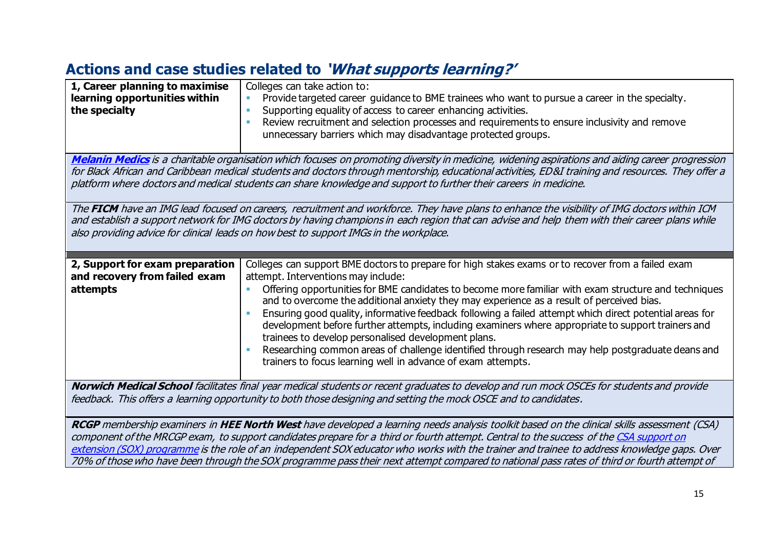## Actions and case studies related to *'What supports learning?'*

| **1, Career planning to maximise learning opportunities within the specialty** | Colleges can take action to:<br>- Provide targeted career guidance to BME trainees who want to pursue a career in the specialty.<br>- Supporting equality of access to career enhancing activities.<br>- Review recruitment and selection processes and requirements to ensure inclusivity and remove unnecessary barriers which may disadvantage protected groups. |
|---|---|

***Melanin Medics*** *is a charitable organisation which focuses on promoting diversity in medicine, widening aspirations and aiding career progression for Black African and Caribbean medical students and doctors through mentorship, educational activities, ED&I training and resources. They offer a platform where doctors and medical students can share knowledge and support to further their careers in medicine.*

*The* ***FICM*** *have an IMG lead focused on careers, recruitment and workforce. They have plans to enhance the visibility of IMG doctors within ICM and establish a support network for IMG doctors by having champions in each region that can advise and help them with their career plans while also providing advice for clinical leads on how best to support IMGs in the workplace.*

| **2, Support for exam preparation and recovery from failed exam attempts** | Colleges can support BME doctors to prepare for high stakes exams or to recover from a failed exam attempt. Interventions may include:<br>- Offering opportunities for BME candidates to become more familiar with exam structure and techniques and to overcome the additional anxiety they may experience as a result of perceived bias.<br>- Ensuring good quality, informative feedback following a failed attempt which direct potential areas for development before further attempts, including examiners where appropriate to support trainers and trainees to develop personalised development plans.<br>- Researching common areas of challenge identified through research may help postgraduate deans and trainers to focus learning well in advance of exam attempts. |
|---|---|

***Norwich Medical School*** *facilitates final year medical students or recent graduates to develop and run mock OSCEs for students and provide feedback. This offers a learning opportunity to both those designing and setting the mock OSCE and to candidates.*

***RCGP*** *membership examiners in* ***HEE North West*** *have developed a learning needs analysis toolkit based on the clinical skills assessment (CSA) component of the MRCGP exam, to support candidates prepare for a third or fourth attempt. Central to the success of the CSA support on extension (SOX) programme is the role of an independent SOX educator who works with the trainer and trainee to address knowledge gaps. Over 70% of those who have been through the SOX programme pass their next attempt compared to national pass rates of third or fourth attempt of*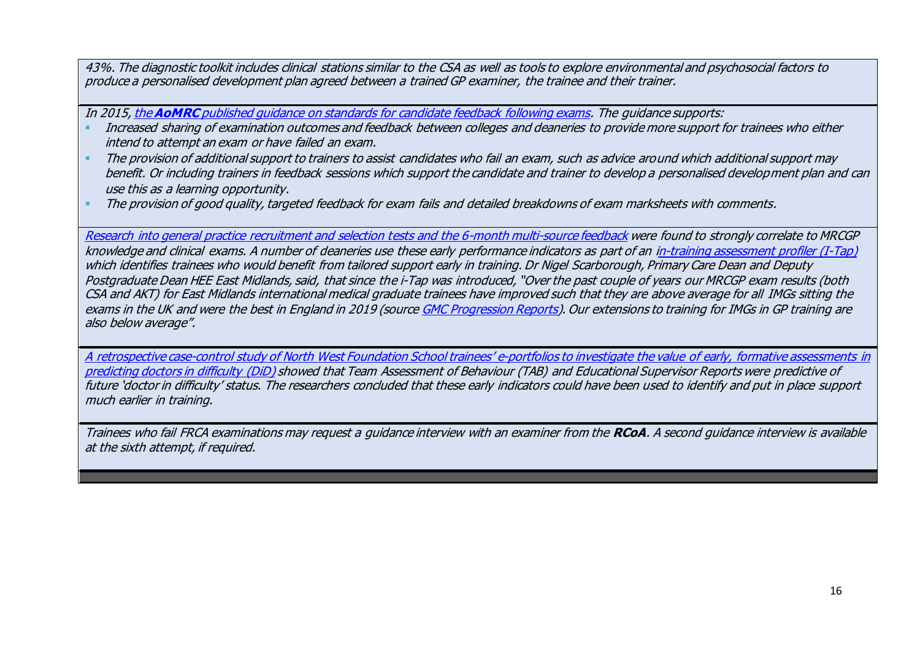*43%. The diagnostic toolkit includes clinical stations similar to the CSA as well as tools to explore environmental and psychosocial factors to produce a personalised development plan agreed between a trained GP examiner, the trainee and their trainer.*

*In 2015, the **AoMRC** published guidance on standards for candidate feedback following exams. The guidance supports:*

- *Increased sharing of examination outcomes and feedback between colleges and deaneries to provide more support for trainees who either intend to attempt an exam or have failed an exam.*
- *The provision of additional support to trainers to assist candidates who fail an exam, such as advice around which additional support may benefit. Or including trainers in feedback sessions which support the candidate and trainer to develop a personalised development plan and can use this as a learning opportunity.*
- *The provision of good quality, targeted feedback for exam fails and detailed breakdowns of exam marksheets with comments.*

*Research into general practice recruitment and selection tests and the 6-month multi-source feedback were found to strongly correlate to MRCGP knowledge and clinical exams. A number of deaneries use these early performance indicators as part of an in-training assessment profiler (I-Tap) which identifies trainees who would benefit from tailored support early in training. Dr Nigel Scarborough, Primary Care Dean and Deputy Postgraduate Dean HEE East Midlands, said, that since the i-Tap was introduced, "Over the past couple of years our MRCGP exam results (both CSA and AKT) for East Midlands international medical graduate trainees have improved such that they are above average for all IMGs sitting the exams in the UK and were the best in England in 2019 (source GMC Progression Reports). Our extensions to training for IMGs in GP training are also below average".*

*A retrospective case-control study of North West Foundation School trainees' e-portfolios to investigate the value of early, formative assessments in predicting doctors in difficulty (DiD) showed that Team Assessment of Behaviour (TAB) and Educational Supervisor Reports were predictive of future 'doctor in difficulty' status. The researchers concluded that these early indicators could have been used to identify and put in place support much earlier in training.*

*Trainees who fail FRCA examinations may request a guidance interview with an examiner from the **RCoA**. A second guidance interview is available at the sixth attempt, if required.*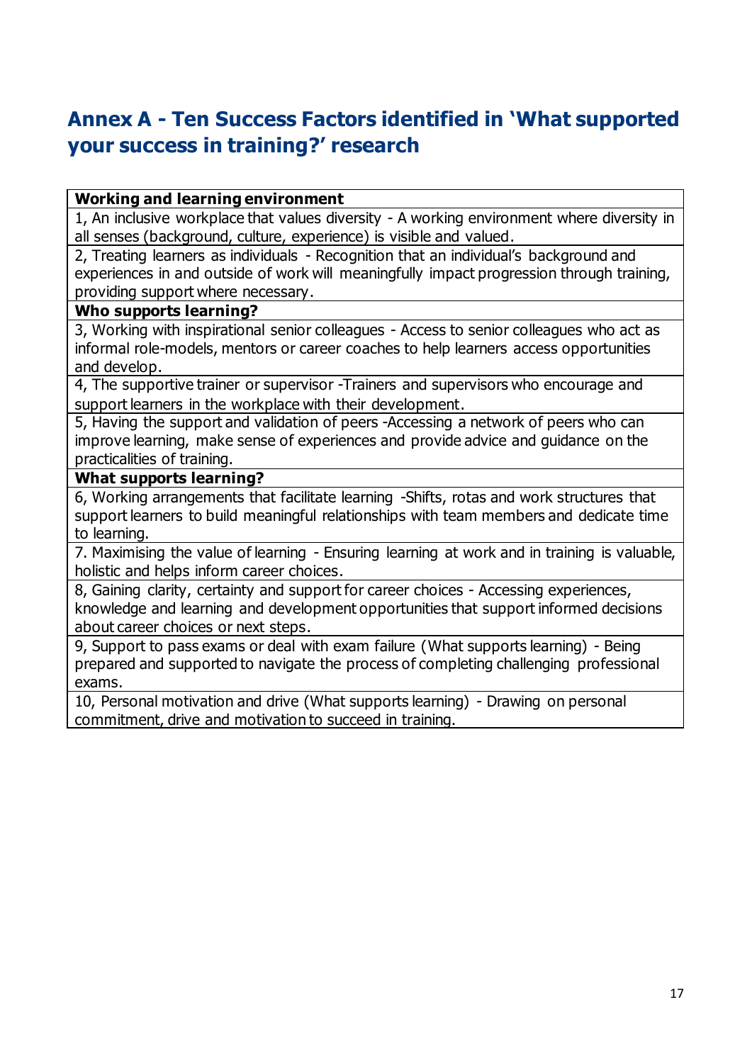## Annex A - Ten Success Factors identified in 'What supported your success in training?' research

| **Working and learning environment** |
| --- |
| 1, An inclusive workplace that values diversity - A working environment where diversity in all senses (background, culture, experience) is visible and valued. |
| 2, Treating learners as individuals - Recognition that an individual's background and experiences in and outside of work will meaningfully impact progression through training, providing support where necessary. |
| **Who supports learning?** |
| 3, Working with inspirational senior colleagues - Access to senior colleagues who act as informal role-models, mentors or career coaches to help learners access opportunities and develop. |
| 4, The supportive trainer or supervisor -Trainers and supervisors who encourage and support learners in the workplace with their development. |
| 5, Having the support and validation of peers -Accessing a network of peers who can improve learning, make sense of experiences and provide advice and guidance on the practicalities of training. |
| **What supports learning?** |
| 6, Working arrangements that facilitate learning -Shifts, rotas and work structures that support learners to build meaningful relationships with team members and dedicate time to learning. |
| 7. Maximising the value of learning - Ensuring learning at work and in training is valuable, holistic and helps inform career choices. |
| 8, Gaining clarity, certainty and support for career choices - Accessing experiences, knowledge and learning and development opportunities that support informed decisions about career choices or next steps. |
| 9, Support to pass exams or deal with exam failure (What supports learning) - Being prepared and supported to navigate the process of completing challenging professional exams. |
| 10, Personal motivation and drive (What supports learning) - Drawing on personal commitment, drive and motivation to succeed in training. |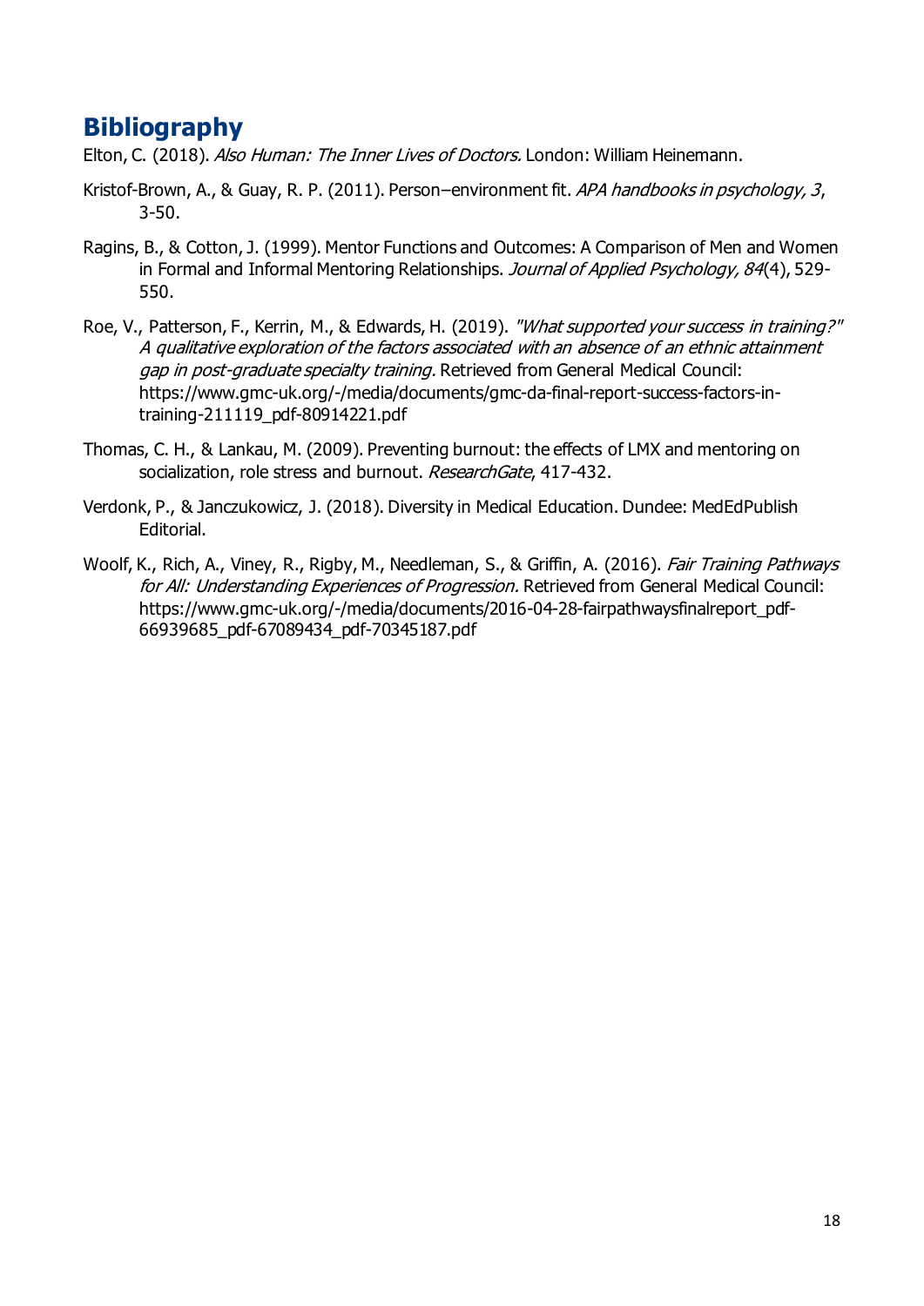## Bibliography

Elton, C. (2018). *Also Human: The Inner Lives of Doctors.* London: William Heinemann.

Kristof-Brown, A., & Guay, R. P. (2011). Person–environment fit. *APA handbooks in psychology, 3*, 3-50.

Ragins, B., & Cotton, J. (1999). Mentor Functions and Outcomes: A Comparison of Men and Women in Formal and Informal Mentoring Relationships. *Journal of Applied Psychology, 84*(4), 529-550.

Roe, V., Patterson, F., Kerrin, M., & Edwards, H. (2019). *"What supported your success in training?" A qualitative exploration of the factors associated with an absence of an ethnic attainment gap in post-graduate specialty training.* Retrieved from General Medical Council: https://www.gmc-uk.org/-/media/documents/gmc-da-final-report-success-factors-in-training-211119_pdf-80914221.pdf

Thomas, C. H., & Lankau, M. (2009). Preventing burnout: the effects of LMX and mentoring on socialization, role stress and burnout. *ResearchGate*, 417-432.

Verdonk, P., & Janczukowicz, J. (2018). Diversity in Medical Education. Dundee: MedEdPublish Editorial.

Woolf, K., Rich, A., Viney, R., Rigby, M., Needleman, S., & Griffin, A. (2016). *Fair Training Pathways for All: Understanding Experiences of Progression.* Retrieved from General Medical Council: https://www.gmc-uk.org/-/media/documents/2016-04-28-fairpathwaysfinalreport_pdf-66939685_pdf-67089434_pdf-70345187.pdf